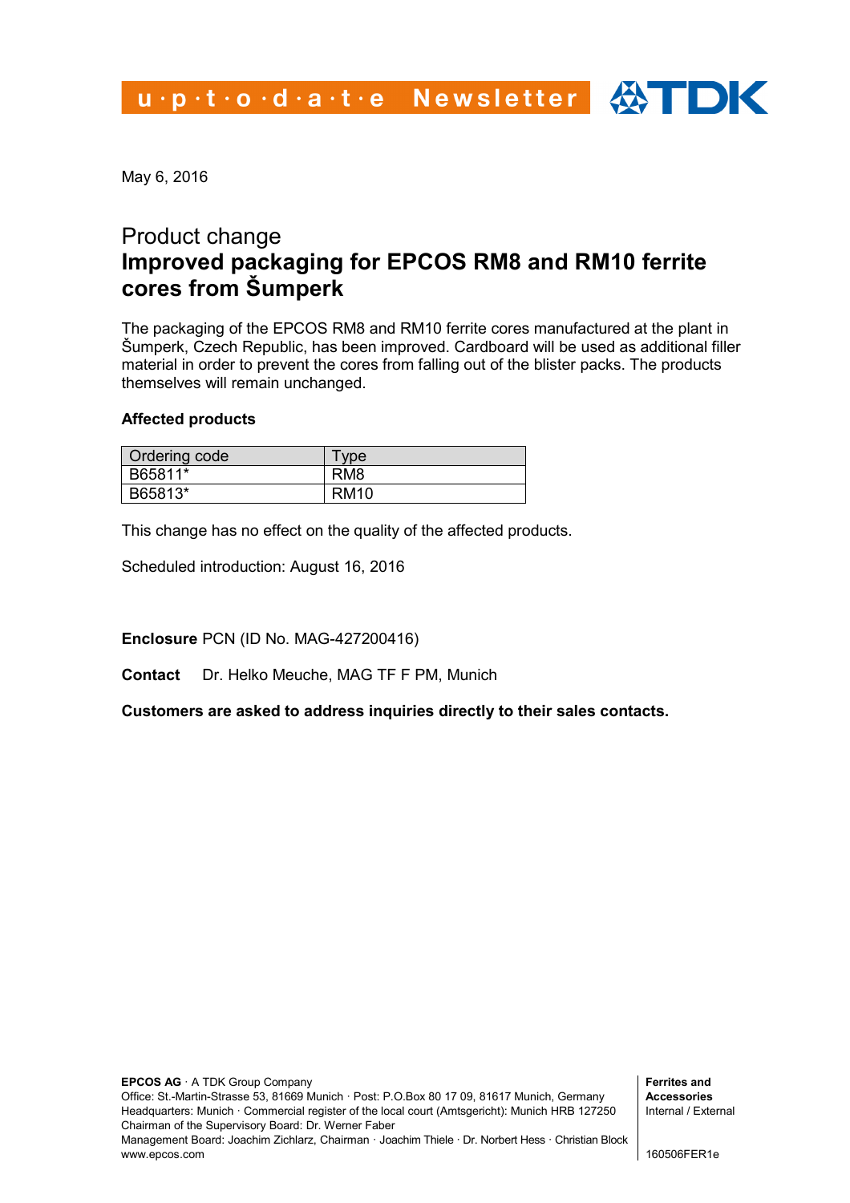u·p·t·o·d·a·t·e Newsletter

May 6, 2016

# Product change
# Improved packaging for EPCOS RM8 and RM10 ferrite cores from Šumperk

The packaging of the EPCOS RM8 and RM10 ferrite cores manufactured at the plant in Šumperk, Czech Republic, has been improved. Cardboard will be used as additional filler material in order to prevent the cores from falling out of the blister packs. The products themselves will remain unchanged.

**Affected products**

| Ordering code | Type |
|---|---|
| B65811* | RM8 |
| B65813* | RM10 |

This change has no effect on the quality of the affected products.

Scheduled introduction: August 16, 2016

**Enclosure** PCN (ID No. MAG-427200416)

**Contact** Dr. Helko Meuche, MAG TF F PM, Munich

**Customers are asked to address inquiries directly to their sales contacts.**

**EPCOS AG** · A TDK Group Company
Office: St.-Martin-Strasse 53, 81669 Munich · Post: P.O.Box 80 17 09, 81617 Munich, Germany
Headquarters: Munich · Commercial register of the local court (Amtsgericht): Munich HRB 127250
Chairman of the Supervisory Board: Dr. Werner Faber
Management Board: Joachim Zichlarz, Chairman · Joachim Thiele · Dr. Norbert Hess · Christian Block
www.epcos.com

**Ferrites and Accessories**
Internal / External

160506FER1e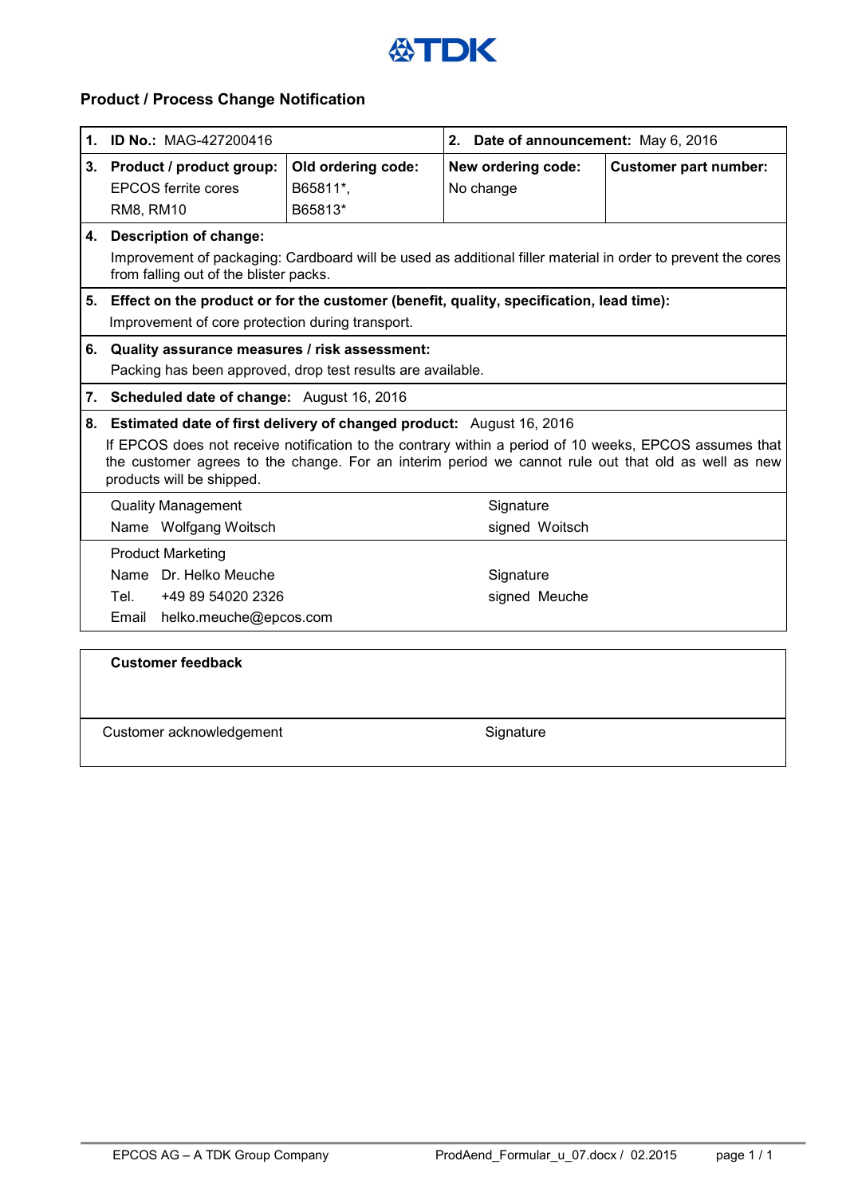TDK

## Product / Process Change Notification

| | | | |
|---|---|---|---|
| **1. ID No.:** MAG-427200416 | | **2. Date of announcement:** May 6, 2016 | |
| **3. Product / product group:** EPCOS ferrite cores RM8, RM10 | **Old ordering code:** B65811*, B65813* | **New ordering code:** No change | **Customer part number:** |

**4. Description of change:**

Improvement of packaging: Cardboard will be used as additional filler material in order to prevent the cores from falling out of the blister packs.

**5. Effect on the product or for the customer (benefit, quality, specification, lead time):**

Improvement of core protection during transport.

**6. Quality assurance measures / risk assessment:**

Packing has been approved, drop test results are available.

**7. Scheduled date of change:** August 16, 2016

**8. Estimated date of first delivery of changed product:** August 16, 2016

If EPCOS does not receive notification to the contrary within a period of 10 weeks, EPCOS assumes that the customer agrees to the change. For an interim period we cannot rule out that old as well as new products will be shipped.

| | |
|---|---|
| Quality Management | Signature |
| Name Wolfgang Woitsch | signed Woitsch |

| | |
|---|---|
| Product Marketing | |
| Name Dr. Helko Meuche | Signature |
| Tel. +49 89 54020 2326 | signed Meuche |
| Email helko.meuche@epcos.com | |

**Customer feedback**

| | |
|---|---|
| Customer acknowledgement | Signature |

EPCOS AG – A TDK Group Company ProdAend_Formular_u_07.docx / 02.2015